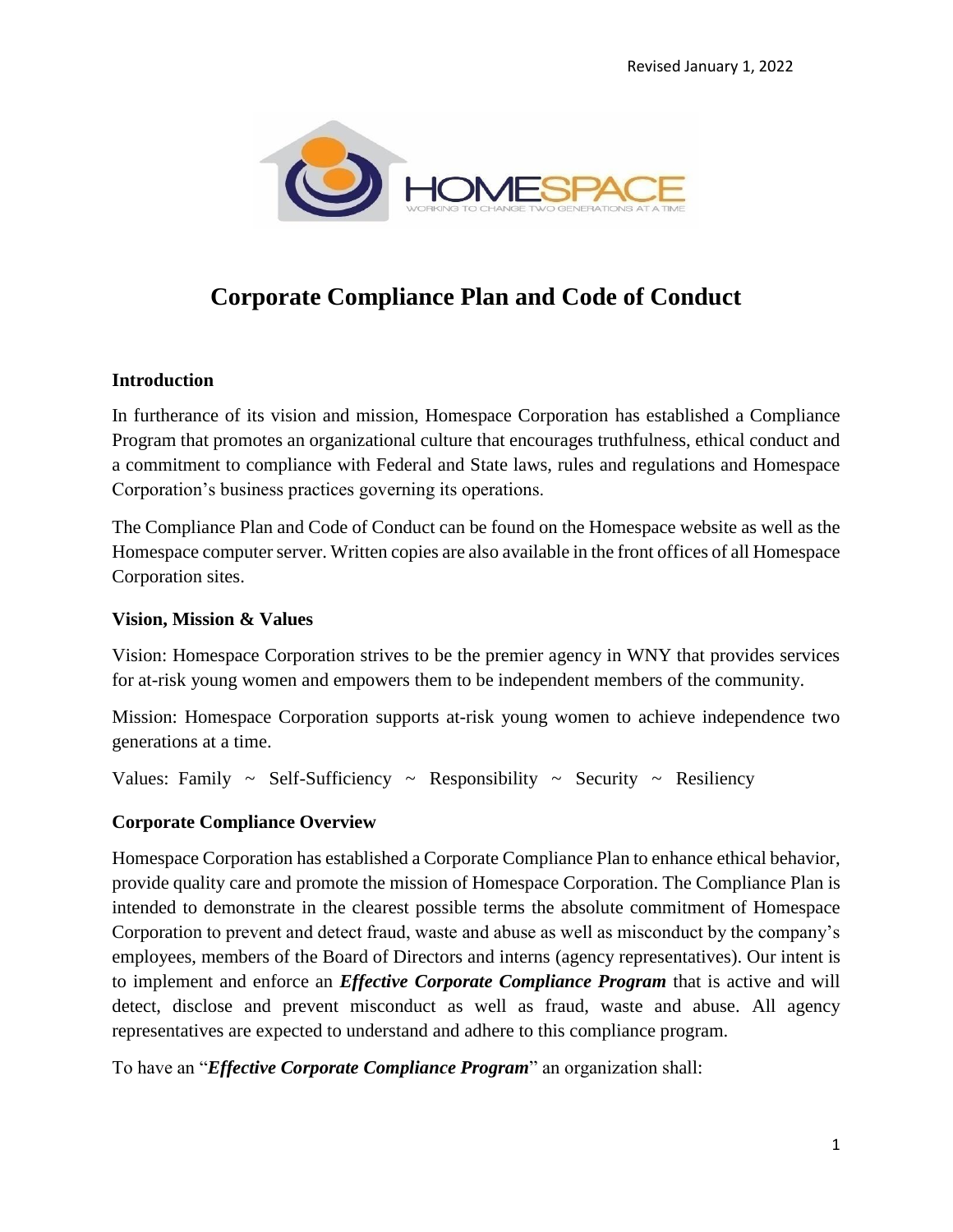Revised January 1, 2022

# Corporate Compliance Plan and Code of Conduct

## Introduction

In furtherance of its vision and mission, Homespace Corporation has established a Compliance Program that promotes an organizational culture that encourages truthfulness, ethical conduct and a commitment to compliance with Federal and State laws, rules and regulations and Homespace Corporation's business practices governing its operations.

The Compliance Plan and Code of Conduct can be found on the Homespace website as well as the Homespace computer server. Written copies are also available in the front offices of all Homespace Corporation sites.

## Vision, Mission & Values

Vision: Homespace Corporation strives to be the premier agency in WNY that provides services for at-risk young women and empowers them to be independent members of the community.

Mission: Homespace Corporation supports at-risk young women to achieve independence two generations at a time.

Values: Family ~ Self-Sufficiency ~ Responsibility ~ Security ~ Resiliency

## Corporate Compliance Overview

Homespace Corporation has established a Corporate Compliance Plan to enhance ethical behavior, provide quality care and promote the mission of Homespace Corporation. The Compliance Plan is intended to demonstrate in the clearest possible terms the absolute commitment of Homespace Corporation to prevent and detect fraud, waste and abuse as well as misconduct by the company's employees, members of the Board of Directors and interns (agency representatives). Our intent is to implement and enforce an ***Effective Corporate Compliance Program*** that is active and will detect, disclose and prevent misconduct as well as fraud, waste and abuse. All agency representatives are expected to understand and adhere to this compliance program.

To have an "***Effective Corporate Compliance Program***" an organization shall: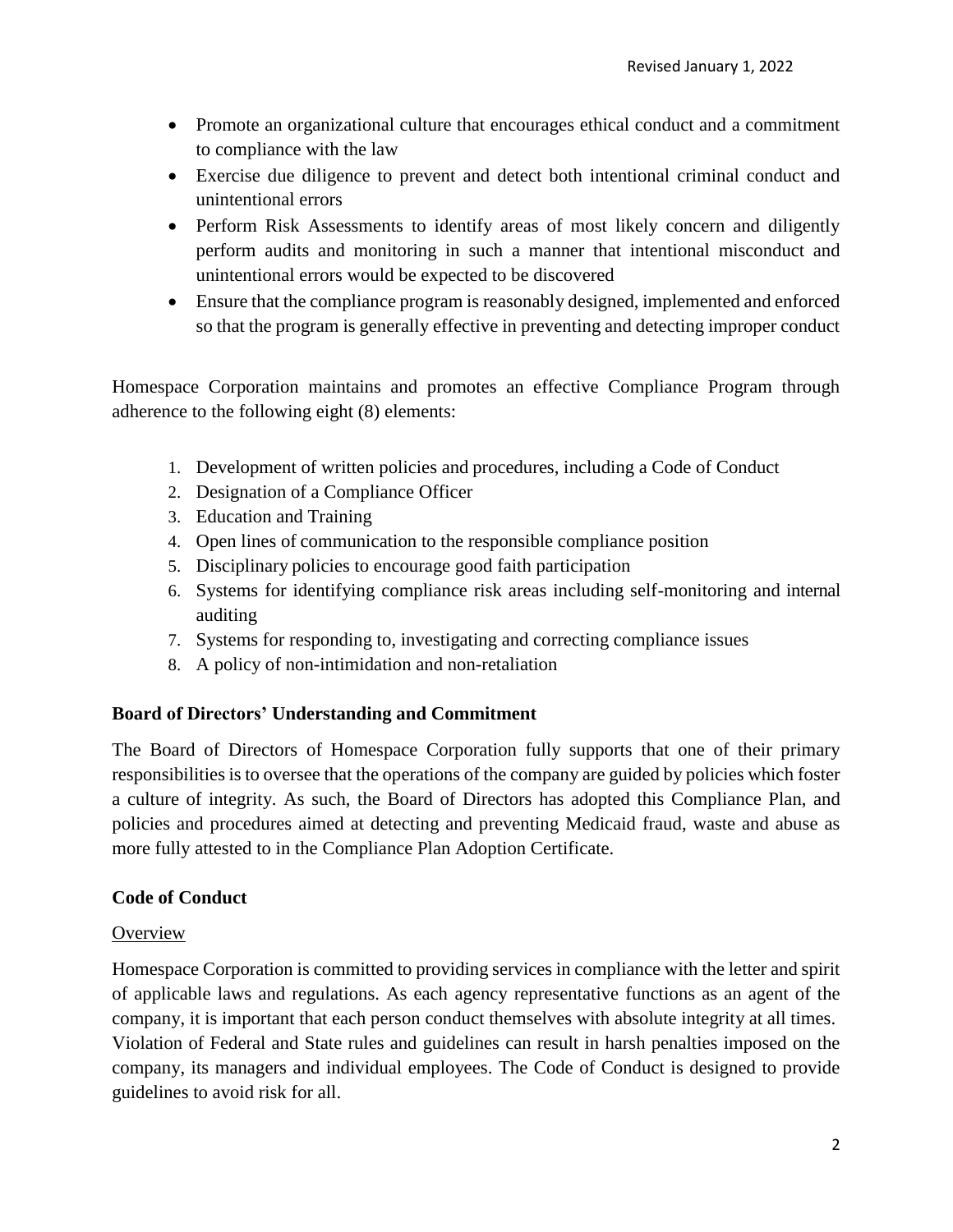- Promote an organizational culture that encourages ethical conduct and a commitment to compliance with the law
- Exercise due diligence to prevent and detect both intentional criminal conduct and unintentional errors
- Perform Risk Assessments to identify areas of most likely concern and diligently perform audits and monitoring in such a manner that intentional misconduct and unintentional errors would be expected to be discovered
- Ensure that the compliance program is reasonably designed, implemented and enforced so that the program is generally effective in preventing and detecting improper conduct

Homespace Corporation maintains and promotes an effective Compliance Program through adherence to the following eight (8) elements:

1. Development of written policies and procedures, including a Code of Conduct
2. Designation of a Compliance Officer
3. Education and Training
4. Open lines of communication to the responsible compliance position
5. Disciplinary policies to encourage good faith participation
6. Systems for identifying compliance risk areas including self-monitoring and internal auditing
7. Systems for responding to, investigating and correcting compliance issues
8. A policy of non-intimidation and non-retaliation

**Board of Directors' Understanding and Commitment**

The Board of Directors of Homespace Corporation fully supports that one of their primary responsibilities is to oversee that the operations of the company are guided by policies which foster a culture of integrity. As such, the Board of Directors has adopted this Compliance Plan, and policies and procedures aimed at detecting and preventing Medicaid fraud, waste and abuse as more fully attested to in the Compliance Plan Adoption Certificate.

**Code of Conduct**

Overview

Homespace Corporation is committed to providing services in compliance with the letter and spirit of applicable laws and regulations. As each agency representative functions as an agent of the company, it is important that each person conduct themselves with absolute integrity at all times. Violation of Federal and State rules and guidelines can result in harsh penalties imposed on the company, its managers and individual employees. The Code of Conduct is designed to provide guidelines to avoid risk for all.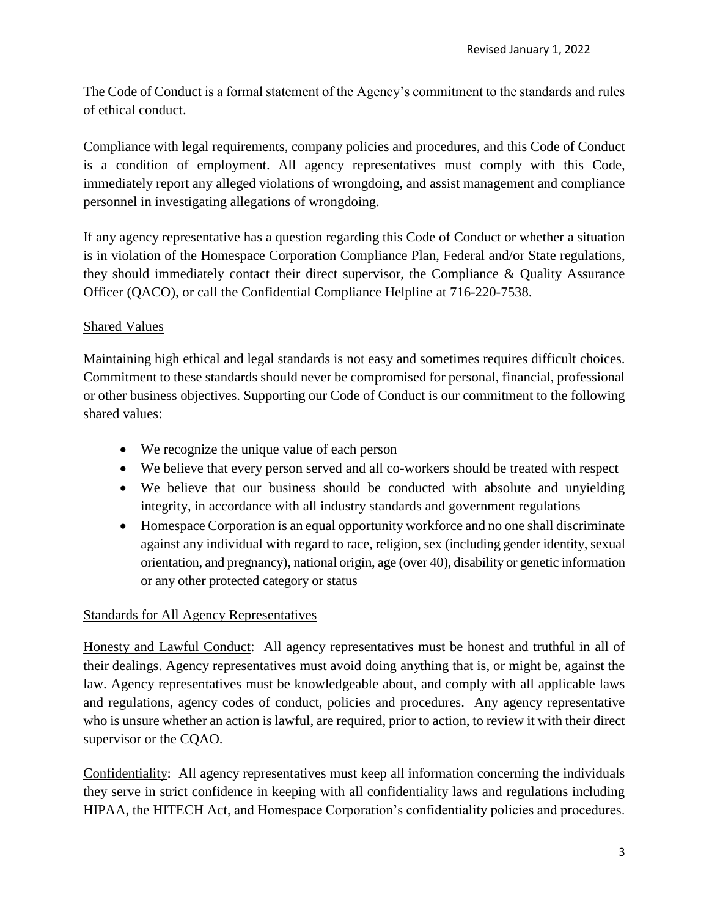Revised January 1, 2022

The Code of Conduct is a formal statement of the Agency's commitment to the standards and rules of ethical conduct.

Compliance with legal requirements, company policies and procedures, and this Code of Conduct is a condition of employment. All agency representatives must comply with this Code, immediately report any alleged violations of wrongdoing, and assist management and compliance personnel in investigating allegations of wrongdoing.

If any agency representative has a question regarding this Code of Conduct or whether a situation is in violation of the Homespace Corporation Compliance Plan, Federal and/or State regulations, they should immediately contact their direct supervisor, the Compliance & Quality Assurance Officer (QACO), or call the Confidential Compliance Helpline at 716-220-7538.

## Shared Values

Maintaining high ethical and legal standards is not easy and sometimes requires difficult choices. Commitment to these standards should never be compromised for personal, financial, professional or other business objectives. Supporting our Code of Conduct is our commitment to the following shared values:

- We recognize the unique value of each person
- We believe that every person served and all co-workers should be treated with respect
- We believe that our business should be conducted with absolute and unyielding integrity, in accordance with all industry standards and government regulations
- Homespace Corporation is an equal opportunity workforce and no one shall discriminate against any individual with regard to race, religion, sex (including gender identity, sexual orientation, and pregnancy), national origin, age (over 40), disability or genetic information or any other protected category or status

## Standards for All Agency Representatives

Honesty and Lawful Conduct: All agency representatives must be honest and truthful in all of their dealings. Agency representatives must avoid doing anything that is, or might be, against the law. Agency representatives must be knowledgeable about, and comply with all applicable laws and regulations, agency codes of conduct, policies and procedures. Any agency representative who is unsure whether an action is lawful, are required, prior to action, to review it with their direct supervisor or the CQAO.

Confidentiality: All agency representatives must keep all information concerning the individuals they serve in strict confidence in keeping with all confidentiality laws and regulations including HIPAA, the HITECH Act, and Homespace Corporation's confidentiality policies and procedures.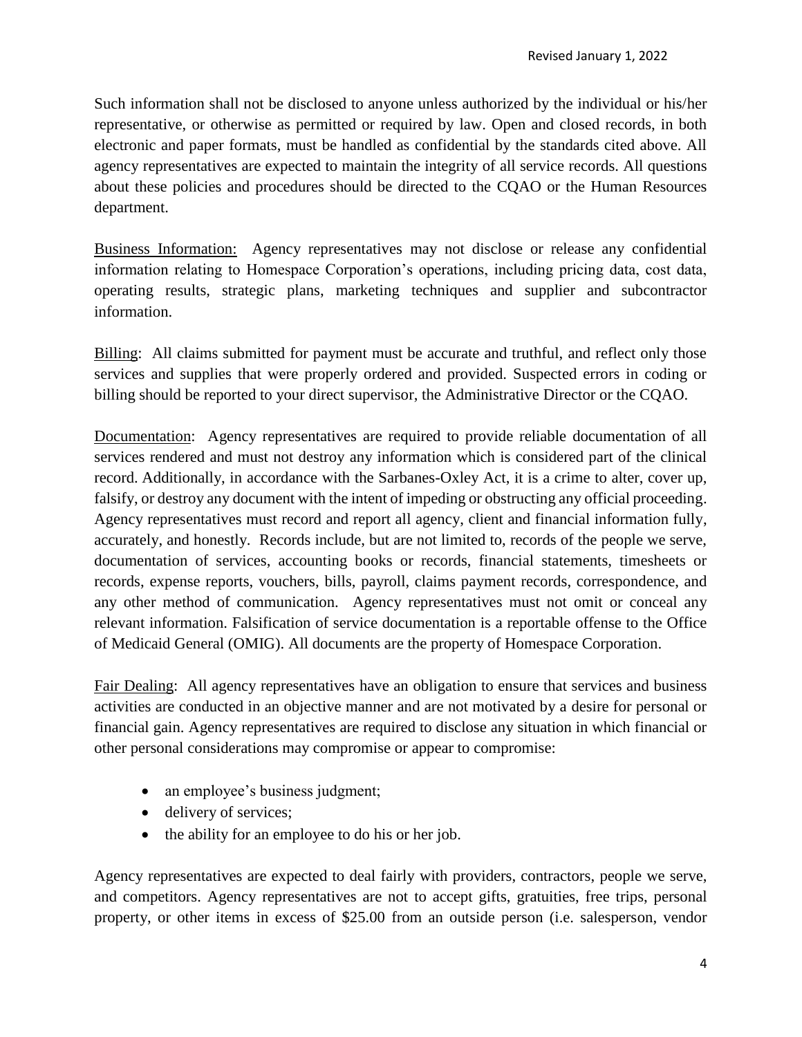Such information shall not be disclosed to anyone unless authorized by the individual or his/her representative, or otherwise as permitted or required by law. Open and closed records, in both electronic and paper formats, must be handled as confidential by the standards cited above. All agency representatives are expected to maintain the integrity of all service records. All questions about these policies and procedures should be directed to the CQAO or the Human Resources department.

Business Information: Agency representatives may not disclose or release any confidential information relating to Homespace Corporation's operations, including pricing data, cost data, operating results, strategic plans, marketing techniques and supplier and subcontractor information.

Billing: All claims submitted for payment must be accurate and truthful, and reflect only those services and supplies that were properly ordered and provided. Suspected errors in coding or billing should be reported to your direct supervisor, the Administrative Director or the CQAO.

Documentation: Agency representatives are required to provide reliable documentation of all services rendered and must not destroy any information which is considered part of the clinical record. Additionally, in accordance with the Sarbanes-Oxley Act, it is a crime to alter, cover up, falsify, or destroy any document with the intent of impeding or obstructing any official proceeding. Agency representatives must record and report all agency, client and financial information fully, accurately, and honestly. Records include, but are not limited to, records of the people we serve, documentation of services, accounting books or records, financial statements, timesheets or records, expense reports, vouchers, bills, payroll, claims payment records, correspondence, and any other method of communication. Agency representatives must not omit or conceal any relevant information. Falsification of service documentation is a reportable offense to the Office of Medicaid General (OMIG). All documents are the property of Homespace Corporation.

Fair Dealing: All agency representatives have an obligation to ensure that services and business activities are conducted in an objective manner and are not motivated by a desire for personal or financial gain. Agency representatives are required to disclose any situation in which financial or other personal considerations may compromise or appear to compromise:

- an employee's business judgment;
- delivery of services;
- the ability for an employee to do his or her job.

Agency representatives are expected to deal fairly with providers, contractors, people we serve, and competitors. Agency representatives are not to accept gifts, gratuities, free trips, personal property, or other items in excess of $25.00 from an outside person (i.e. salesperson, vendor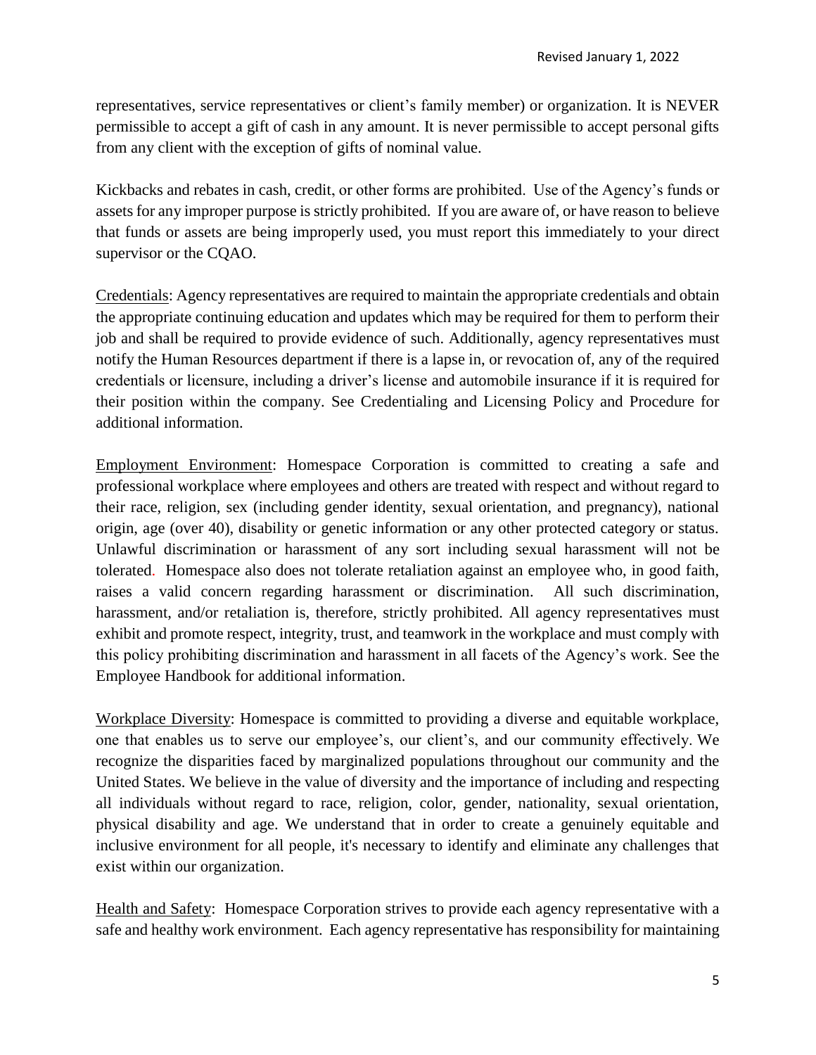representatives, service representatives or client's family member) or organization. It is NEVER permissible to accept a gift of cash in any amount. It is never permissible to accept personal gifts from any client with the exception of gifts of nominal value.

Kickbacks and rebates in cash, credit, or other forms are prohibited. Use of the Agency's funds or assets for any improper purpose is strictly prohibited. If you are aware of, or have reason to believe that funds or assets are being improperly used, you must report this immediately to your direct supervisor or the CQAO.

Credentials: Agency representatives are required to maintain the appropriate credentials and obtain the appropriate continuing education and updates which may be required for them to perform their job and shall be required to provide evidence of such. Additionally, agency representatives must notify the Human Resources department if there is a lapse in, or revocation of, any of the required credentials or licensure, including a driver's license and automobile insurance if it is required for their position within the company. See Credentialing and Licensing Policy and Procedure for additional information.

Employment Environment: Homespace Corporation is committed to creating a safe and professional workplace where employees and others are treated with respect and without regard to their race, religion, sex (including gender identity, sexual orientation, and pregnancy), national origin, age (over 40), disability or genetic information or any other protected category or status. Unlawful discrimination or harassment of any sort including sexual harassment will not be tolerated. Homespace also does not tolerate retaliation against an employee who, in good faith, raises a valid concern regarding harassment or discrimination. All such discrimination, harassment, and/or retaliation is, therefore, strictly prohibited. All agency representatives must exhibit and promote respect, integrity, trust, and teamwork in the workplace and must comply with this policy prohibiting discrimination and harassment in all facets of the Agency's work. See the Employee Handbook for additional information.

Workplace Diversity: Homespace is committed to providing a diverse and equitable workplace, one that enables us to serve our employee's, our client's, and our community effectively. We recognize the disparities faced by marginalized populations throughout our community and the United States. We believe in the value of diversity and the importance of including and respecting all individuals without regard to race, religion, color, gender, nationality, sexual orientation, physical disability and age. We understand that in order to create a genuinely equitable and inclusive environment for all people, it's necessary to identify and eliminate any challenges that exist within our organization.

Health and Safety: Homespace Corporation strives to provide each agency representative with a safe and healthy work environment. Each agency representative has responsibility for maintaining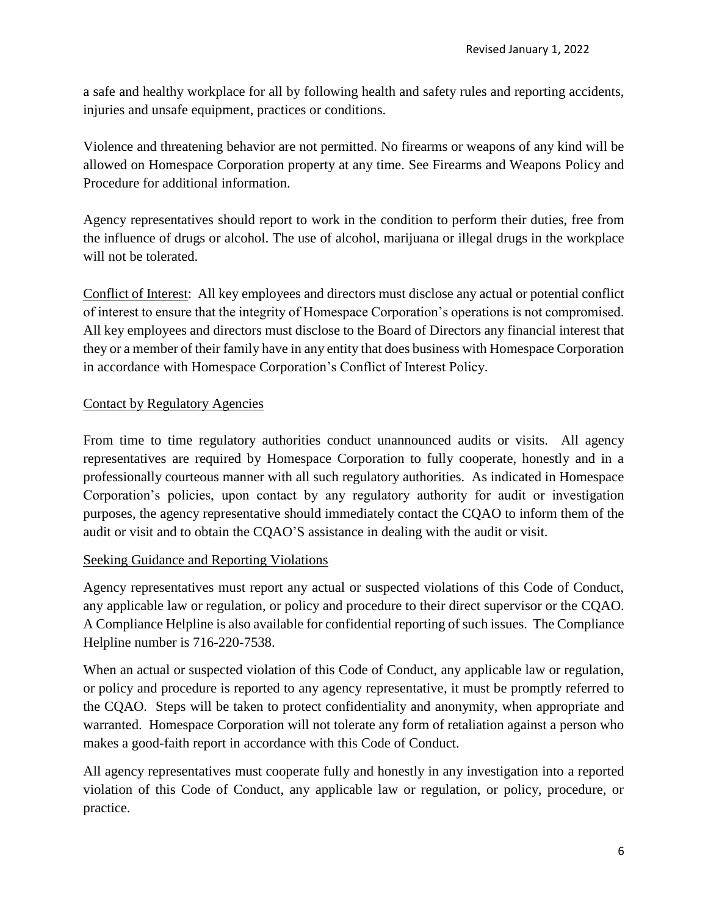a safe and healthy workplace for all by following health and safety rules and reporting accidents, injuries and unsafe equipment, practices or conditions.

Violence and threatening behavior are not permitted. No firearms or weapons of any kind will be allowed on Homespace Corporation property at any time. See Firearms and Weapons Policy and Procedure for additional information.

Agency representatives should report to work in the condition to perform their duties, free from the influence of drugs or alcohol. The use of alcohol, marijuana or illegal drugs in the workplace will not be tolerated.

<u>Conflict of Interest</u>: All key employees and directors must disclose any actual or potential conflict of interest to ensure that the integrity of Homespace Corporation's operations is not compromised. All key employees and directors must disclose to the Board of Directors any financial interest that they or a member of their family have in any entity that does business with Homespace Corporation in accordance with Homespace Corporation's Conflict of Interest Policy.

<u>Contact by Regulatory Agencies</u>

From time to time regulatory authorities conduct unannounced audits or visits. All agency representatives are required by Homespace Corporation to fully cooperate, honestly and in a professionally courteous manner with all such regulatory authorities. As indicated in Homespace Corporation's policies, upon contact by any regulatory authority for audit or investigation purposes, the agency representative should immediately contact the CQAO to inform them of the audit or visit and to obtain the CQAO'S assistance in dealing with the audit or visit.

<u>Seeking Guidance and Reporting Violations</u>

Agency representatives must report any actual or suspected violations of this Code of Conduct, any applicable law or regulation, or policy and procedure to their direct supervisor or the CQAO. A Compliance Helpline is also available for confidential reporting of such issues. The Compliance Helpline number is 716-220-7538.

When an actual or suspected violation of this Code of Conduct, any applicable law or regulation, or policy and procedure is reported to any agency representative, it must be promptly referred to the CQAO. Steps will be taken to protect confidentiality and anonymity, when appropriate and warranted. Homespace Corporation will not tolerate any form of retaliation against a person who makes a good-faith report in accordance with this Code of Conduct.

All agency representatives must cooperate fully and honestly in any investigation into a reported violation of this Code of Conduct, any applicable law or regulation, or policy, procedure, or practice.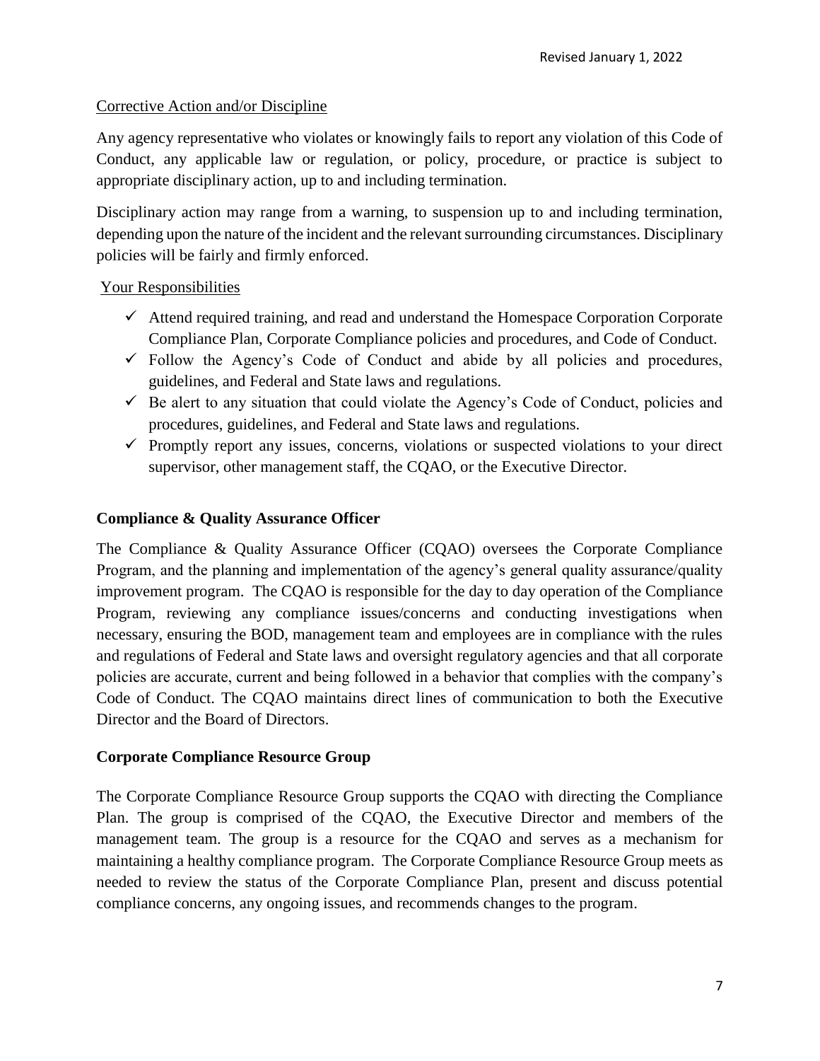Revised January 1, 2022

Corrective Action and/or Discipline

Any agency representative who violates or knowingly fails to report any violation of this Code of Conduct, any applicable law or regulation, or policy, procedure, or practice is subject to appropriate disciplinary action, up to and including termination.

Disciplinary action may range from a warning, to suspension up to and including termination, depending upon the nature of the incident and the relevant surrounding circumstances. Disciplinary policies will be fairly and firmly enforced.

Your Responsibilities

- ✓ Attend required training, and read and understand the Homespace Corporation Corporate Compliance Plan, Corporate Compliance policies and procedures, and Code of Conduct.
- ✓ Follow the Agency's Code of Conduct and abide by all policies and procedures, guidelines, and Federal and State laws and regulations.
- ✓ Be alert to any situation that could violate the Agency's Code of Conduct, policies and procedures, guidelines, and Federal and State laws and regulations.
- ✓ Promptly report any issues, concerns, violations or suspected violations to your direct supervisor, other management staff, the CQAO, or the Executive Director.

**Compliance & Quality Assurance Officer**

The Compliance & Quality Assurance Officer (CQAO) oversees the Corporate Compliance Program, and the planning and implementation of the agency's general quality assurance/quality improvement program. The CQAO is responsible for the day to day operation of the Compliance Program, reviewing any compliance issues/concerns and conducting investigations when necessary, ensuring the BOD, management team and employees are in compliance with the rules and regulations of Federal and State laws and oversight regulatory agencies and that all corporate policies are accurate, current and being followed in a behavior that complies with the company's Code of Conduct. The CQAO maintains direct lines of communication to both the Executive Director and the Board of Directors.

**Corporate Compliance Resource Group**

The Corporate Compliance Resource Group supports the CQAO with directing the Compliance Plan. The group is comprised of the CQAO, the Executive Director and members of the management team. The group is a resource for the CQAO and serves as a mechanism for maintaining a healthy compliance program. The Corporate Compliance Resource Group meets as needed to review the status of the Corporate Compliance Plan, present and discuss potential compliance concerns, any ongoing issues, and recommends changes to the program.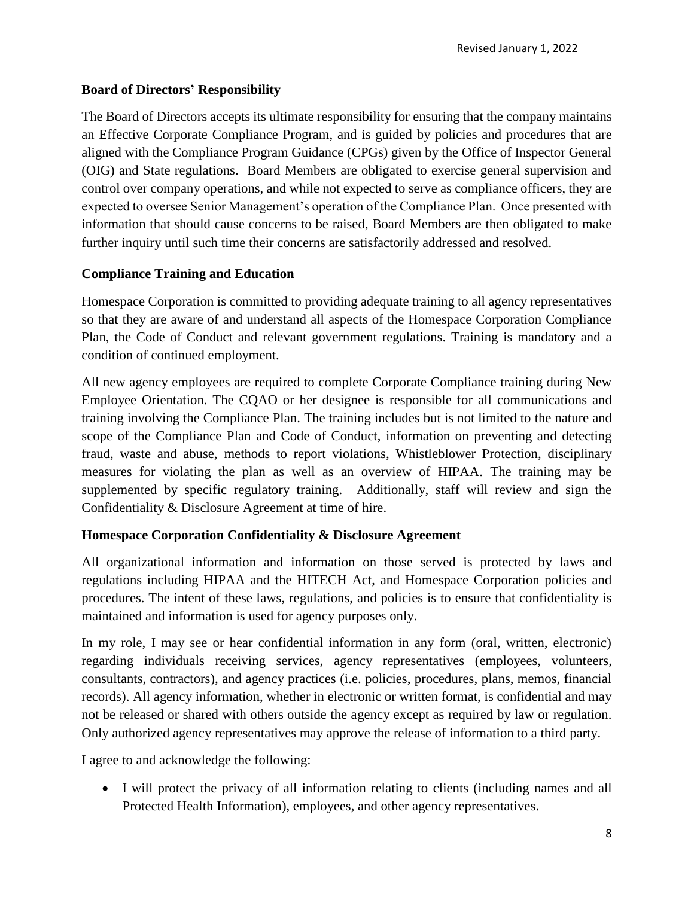**Board of Directors' Responsibility**

The Board of Directors accepts its ultimate responsibility for ensuring that the company maintains an Effective Corporate Compliance Program, and is guided by policies and procedures that are aligned with the Compliance Program Guidance (CPGs) given by the Office of Inspector General (OIG) and State regulations. Board Members are obligated to exercise general supervision and control over company operations, and while not expected to serve as compliance officers, they are expected to oversee Senior Management's operation of the Compliance Plan. Once presented with information that should cause concerns to be raised, Board Members are then obligated to make further inquiry until such time their concerns are satisfactorily addressed and resolved.

**Compliance Training and Education**

Homespace Corporation is committed to providing adequate training to all agency representatives so that they are aware of and understand all aspects of the Homespace Corporation Compliance Plan, the Code of Conduct and relevant government regulations. Training is mandatory and a condition of continued employment.

All new agency employees are required to complete Corporate Compliance training during New Employee Orientation. The CQAO or her designee is responsible for all communications and training involving the Compliance Plan. The training includes but is not limited to the nature and scope of the Compliance Plan and Code of Conduct, information on preventing and detecting fraud, waste and abuse, methods to report violations, Whistleblower Protection, disciplinary measures for violating the plan as well as an overview of HIPAA. The training may be supplemented by specific regulatory training. Additionally, staff will review and sign the Confidentiality & Disclosure Agreement at time of hire.

**Homespace Corporation Confidentiality & Disclosure Agreement**

All organizational information and information on those served is protected by laws and regulations including HIPAA and the HITECH Act, and Homespace Corporation policies and procedures. The intent of these laws, regulations, and policies is to ensure that confidentiality is maintained and information is used for agency purposes only.

In my role, I may see or hear confidential information in any form (oral, written, electronic) regarding individuals receiving services, agency representatives (employees, volunteers, consultants, contractors), and agency practices (i.e. policies, procedures, plans, memos, financial records). All agency information, whether in electronic or written format, is confidential and may not be released or shared with others outside the agency except as required by law or regulation. Only authorized agency representatives may approve the release of information to a third party.

I agree to and acknowledge the following:

- I will protect the privacy of all information relating to clients (including names and all Protected Health Information), employees, and other agency representatives.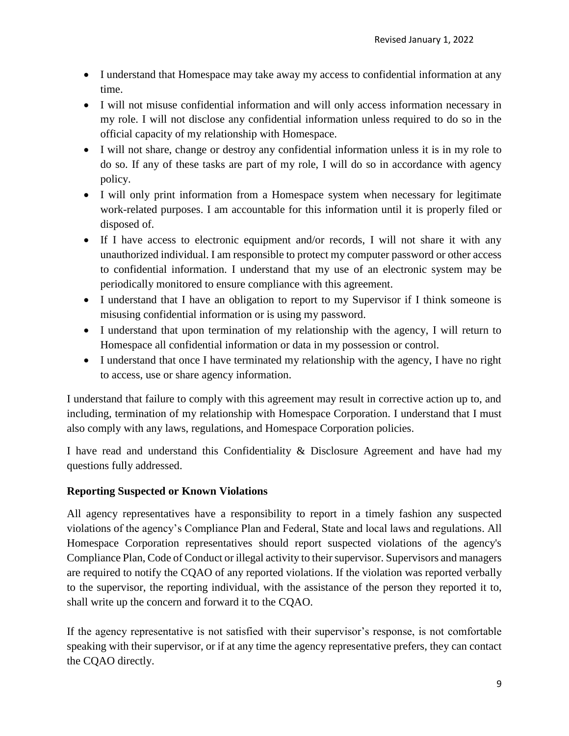- I understand that Homespace may take away my access to confidential information at any time.
- I will not misuse confidential information and will only access information necessary in my role. I will not disclose any confidential information unless required to do so in the official capacity of my relationship with Homespace.
- I will not share, change or destroy any confidential information unless it is in my role to do so. If any of these tasks are part of my role, I will do so in accordance with agency policy.
- I will only print information from a Homespace system when necessary for legitimate work-related purposes. I am accountable for this information until it is properly filed or disposed of.
- If I have access to electronic equipment and/or records, I will not share it with any unauthorized individual. I am responsible to protect my computer password or other access to confidential information. I understand that my use of an electronic system may be periodically monitored to ensure compliance with this agreement.
- I understand that I have an obligation to report to my Supervisor if I think someone is misusing confidential information or is using my password.
- I understand that upon termination of my relationship with the agency, I will return to Homespace all confidential information or data in my possession or control.
- I understand that once I have terminated my relationship with the agency, I have no right to access, use or share agency information.

I understand that failure to comply with this agreement may result in corrective action up to, and including, termination of my relationship with Homespace Corporation. I understand that I must also comply with any laws, regulations, and Homespace Corporation policies.

I have read and understand this Confidentiality & Disclosure Agreement and have had my questions fully addressed.

**Reporting Suspected or Known Violations**

All agency representatives have a responsibility to report in a timely fashion any suspected violations of the agency's Compliance Plan and Federal, State and local laws and regulations. All Homespace Corporation representatives should report suspected violations of the agency's Compliance Plan, Code of Conduct or illegal activity to their supervisor. Supervisors and managers are required to notify the CQAO of any reported violations. If the violation was reported verbally to the supervisor, the reporting individual, with the assistance of the person they reported it to, shall write up the concern and forward it to the CQAO.

If the agency representative is not satisfied with their supervisor's response, is not comfortable speaking with their supervisor, or if at any time the agency representative prefers, they can contact the CQAO directly.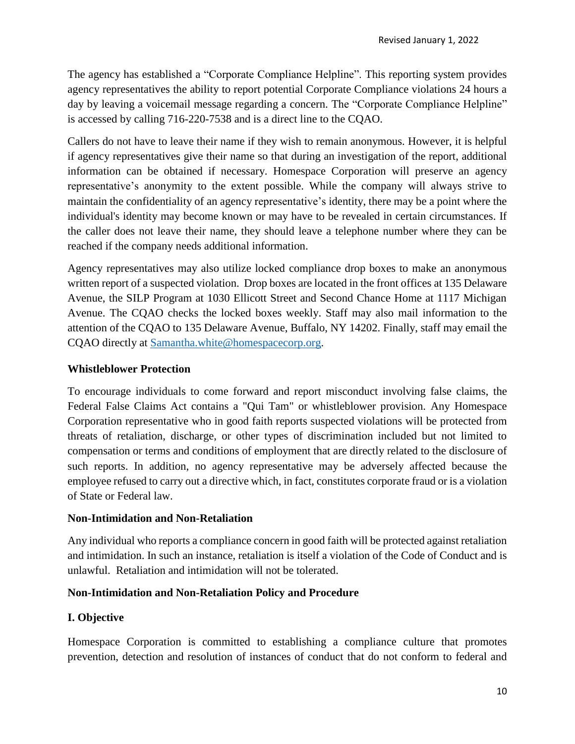The agency has established a "Corporate Compliance Helpline". This reporting system provides agency representatives the ability to report potential Corporate Compliance violations 24 hours a day by leaving a voicemail message regarding a concern. The "Corporate Compliance Helpline" is accessed by calling 716-220-7538 and is a direct line to the CQAO.

Callers do not have to leave their name if they wish to remain anonymous. However, it is helpful if agency representatives give their name so that during an investigation of the report, additional information can be obtained if necessary. Homespace Corporation will preserve an agency representative's anonymity to the extent possible. While the company will always strive to maintain the confidentiality of an agency representative's identity, there may be a point where the individual's identity may become known or may have to be revealed in certain circumstances. If the caller does not leave their name, they should leave a telephone number where they can be reached if the company needs additional information.

Agency representatives may also utilize locked compliance drop boxes to make an anonymous written report of a suspected violation. Drop boxes are located in the front offices at 135 Delaware Avenue, the SILP Program at 1030 Ellicott Street and Second Chance Home at 1117 Michigan Avenue. The CQAO checks the locked boxes weekly. Staff may also mail information to the attention of the CQAO to 135 Delaware Avenue, Buffalo, NY 14202. Finally, staff may email the CQAO directly at Samantha.white@homespacecorp.org.

**Whistleblower Protection**

To encourage individuals to come forward and report misconduct involving false claims, the Federal False Claims Act contains a "Qui Tam" or whistleblower provision. Any Homespace Corporation representative who in good faith reports suspected violations will be protected from threats of retaliation, discharge, or other types of discrimination included but not limited to compensation or terms and conditions of employment that are directly related to the disclosure of such reports. In addition, no agency representative may be adversely affected because the employee refused to carry out a directive which, in fact, constitutes corporate fraud or is a violation of State or Federal law.

**Non-Intimidation and Non-Retaliation**

Any individual who reports a compliance concern in good faith will be protected against retaliation and intimidation. In such an instance, retaliation is itself a violation of the Code of Conduct and is unlawful. Retaliation and intimidation will not be tolerated.

**Non-Intimidation and Non-Retaliation Policy and Procedure**

**I. Objective**

Homespace Corporation is committed to establishing a compliance culture that promotes prevention, detection and resolution of instances of conduct that do not conform to federal and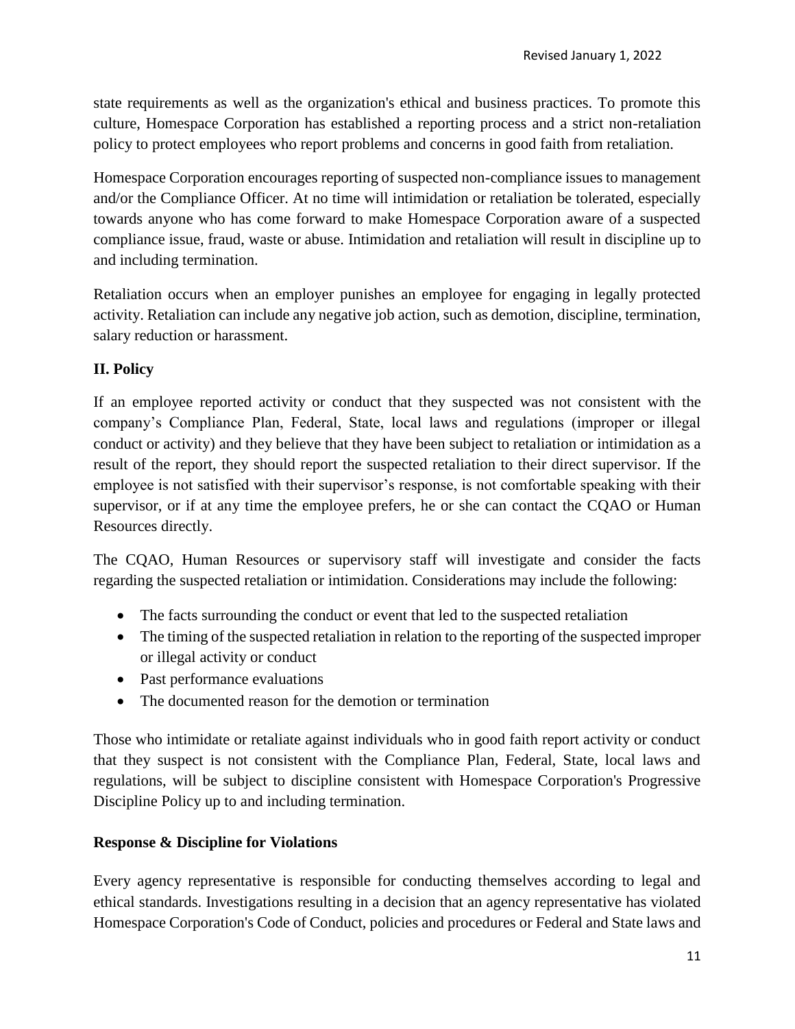state requirements as well as the organization's ethical and business practices. To promote this culture, Homespace Corporation has established a reporting process and a strict non-retaliation policy to protect employees who report problems and concerns in good faith from retaliation.

Homespace Corporation encourages reporting of suspected non-compliance issues to management and/or the Compliance Officer. At no time will intimidation or retaliation be tolerated, especially towards anyone who has come forward to make Homespace Corporation aware of a suspected compliance issue, fraud, waste or abuse. Intimidation and retaliation will result in discipline up to and including termination.

Retaliation occurs when an employer punishes an employee for engaging in legally protected activity. Retaliation can include any negative job action, such as demotion, discipline, termination, salary reduction or harassment.

## II. Policy

If an employee reported activity or conduct that they suspected was not consistent with the company's Compliance Plan, Federal, State, local laws and regulations (improper or illegal conduct or activity) and they believe that they have been subject to retaliation or intimidation as a result of the report, they should report the suspected retaliation to their direct supervisor. If the employee is not satisfied with their supervisor's response, is not comfortable speaking with their supervisor, or if at any time the employee prefers, he or she can contact the CQAO or Human Resources directly.

The CQAO, Human Resources or supervisory staff will investigate and consider the facts regarding the suspected retaliation or intimidation. Considerations may include the following:

- The facts surrounding the conduct or event that led to the suspected retaliation
- The timing of the suspected retaliation in relation to the reporting of the suspected improper or illegal activity or conduct
- Past performance evaluations
- The documented reason for the demotion or termination

Those who intimidate or retaliate against individuals who in good faith report activity or conduct that they suspect is not consistent with the Compliance Plan, Federal, State, local laws and regulations, will be subject to discipline consistent with Homespace Corporation's Progressive Discipline Policy up to and including termination.

## Response & Discipline for Violations

Every agency representative is responsible for conducting themselves according to legal and ethical standards. Investigations resulting in a decision that an agency representative has violated Homespace Corporation's Code of Conduct, policies and procedures or Federal and State laws and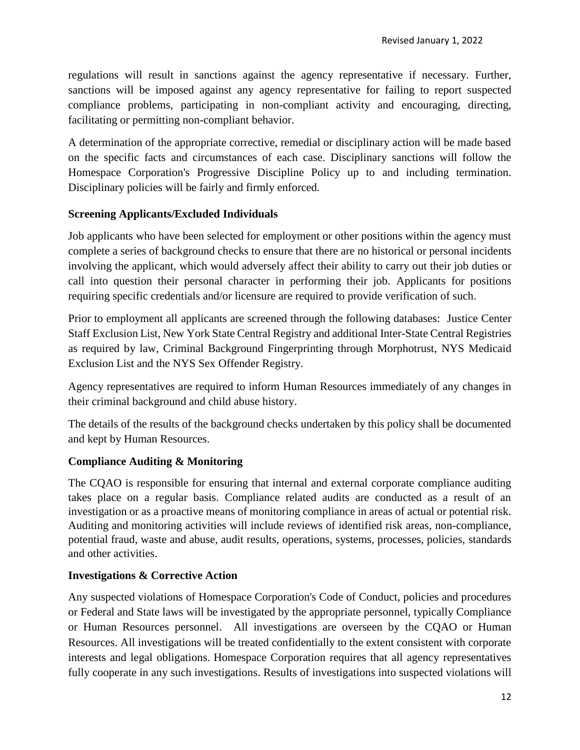regulations will result in sanctions against the agency representative if necessary. Further, sanctions will be imposed against any agency representative for failing to report suspected compliance problems, participating in non-compliant activity and encouraging, directing, facilitating or permitting non-compliant behavior.

A determination of the appropriate corrective, remedial or disciplinary action will be made based on the specific facts and circumstances of each case. Disciplinary sanctions will follow the Homespace Corporation's Progressive Discipline Policy up to and including termination. Disciplinary policies will be fairly and firmly enforced.

**Screening Applicants/Excluded Individuals**

Job applicants who have been selected for employment or other positions within the agency must complete a series of background checks to ensure that there are no historical or personal incidents involving the applicant, which would adversely affect their ability to carry out their job duties or call into question their personal character in performing their job. Applicants for positions requiring specific credentials and/or licensure are required to provide verification of such.

Prior to employment all applicants are screened through the following databases: Justice Center Staff Exclusion List, New York State Central Registry and additional Inter-State Central Registries as required by law, Criminal Background Fingerprinting through Morphotrust, NYS Medicaid Exclusion List and the NYS Sex Offender Registry.

Agency representatives are required to inform Human Resources immediately of any changes in their criminal background and child abuse history.

The details of the results of the background checks undertaken by this policy shall be documented and kept by Human Resources.

**Compliance Auditing & Monitoring**

The CQAO is responsible for ensuring that internal and external corporate compliance auditing takes place on a regular basis. Compliance related audits are conducted as a result of an investigation or as a proactive means of monitoring compliance in areas of actual or potential risk. Auditing and monitoring activities will include reviews of identified risk areas, non-compliance, potential fraud, waste and abuse, audit results, operations, systems, processes, policies, standards and other activities.

**Investigations & Corrective Action**

Any suspected violations of Homespace Corporation's Code of Conduct, policies and procedures or Federal and State laws will be investigated by the appropriate personnel, typically Compliance or Human Resources personnel. All investigations are overseen by the CQAO or Human Resources. All investigations will be treated confidentially to the extent consistent with corporate interests and legal obligations. Homespace Corporation requires that all agency representatives fully cooperate in any such investigations. Results of investigations into suspected violations will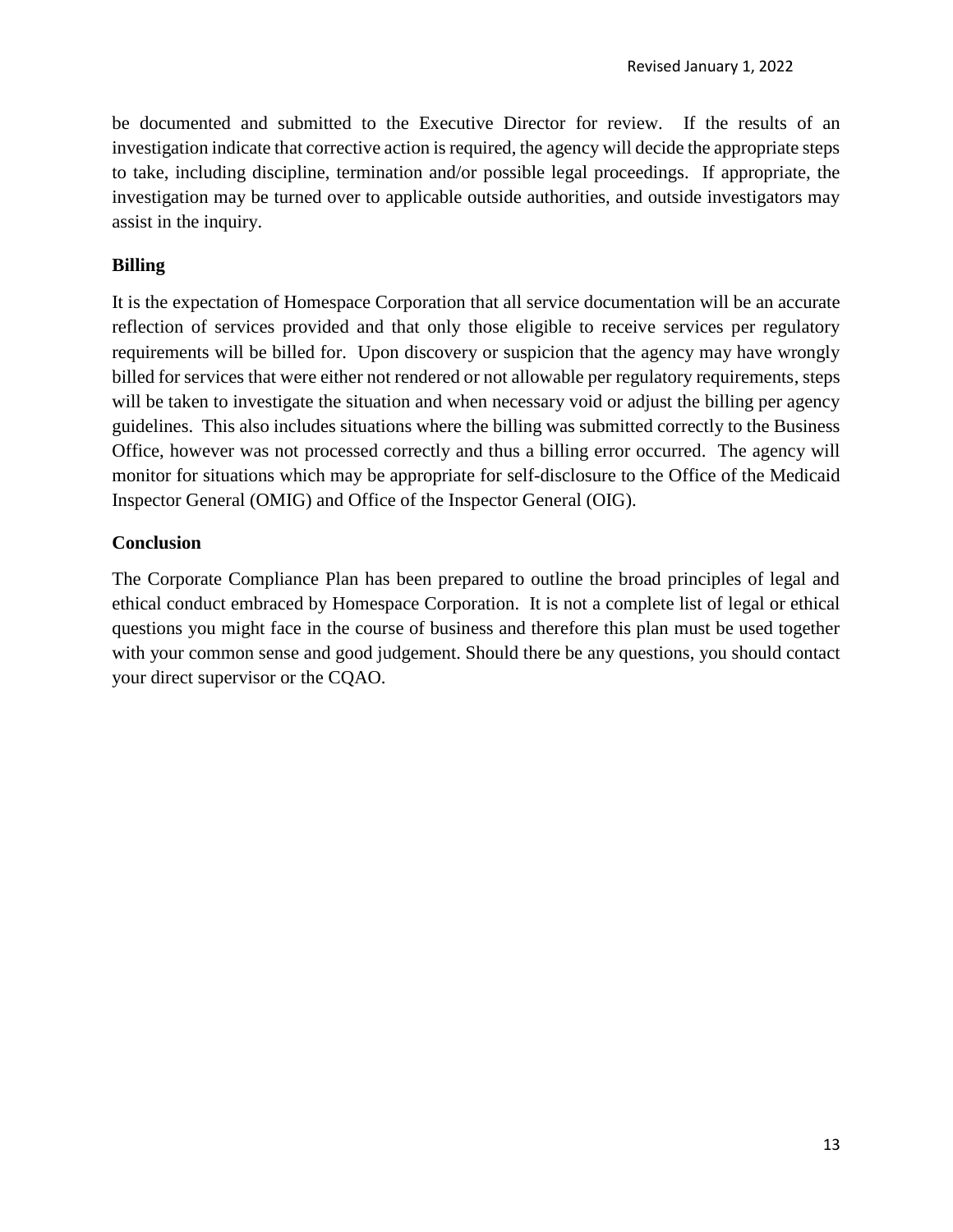be documented and submitted to the Executive Director for review. If the results of an investigation indicate that corrective action is required, the agency will decide the appropriate steps to take, including discipline, termination and/or possible legal proceedings. If appropriate, the investigation may be turned over to applicable outside authorities, and outside investigators may assist in the inquiry.

## Billing

It is the expectation of Homespace Corporation that all service documentation will be an accurate reflection of services provided and that only those eligible to receive services per regulatory requirements will be billed for. Upon discovery or suspicion that the agency may have wrongly billed for services that were either not rendered or not allowable per regulatory requirements, steps will be taken to investigate the situation and when necessary void or adjust the billing per agency guidelines. This also includes situations where the billing was submitted correctly to the Business Office, however was not processed correctly and thus a billing error occurred. The agency will monitor for situations which may be appropriate for self-disclosure to the Office of the Medicaid Inspector General (OMIG) and Office of the Inspector General (OIG).

## Conclusion

The Corporate Compliance Plan has been prepared to outline the broad principles of legal and ethical conduct embraced by Homespace Corporation. It is not a complete list of legal or ethical questions you might face in the course of business and therefore this plan must be used together with your common sense and good judgement. Should there be any questions, you should contact your direct supervisor or the CQAO.